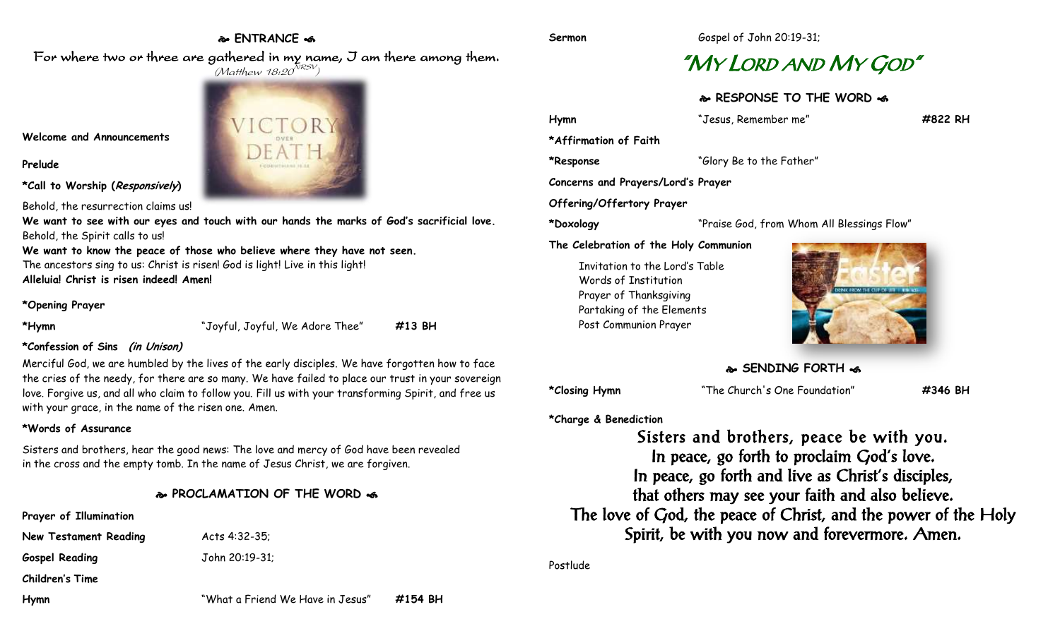## ENTRANCE

For where two or three are gathered in my name, I am there among them.
*(Matthew 18:20 NRSV)*

**Welcome and Announcements**

**Prelude**

***Call to Worship (*Responsively*)**

Behold, the resurrection claims us!
**We want to see with our eyes and touch with our hands the marks of God's sacrificial love.**
Behold, the Spirit calls to us!
**We want to know the peace of those who believe where they have not seen.**
The ancestors sing to us: Christ is risen! God is light! Live in this light!
**Alleluia! Christ is risen indeed! Amen!**

***Opening Prayer**

**\*Hymn** "Joyful, Joyful, We Adore Thee" **#13 BH**

***Confession of Sins (*in Unison*)**

Merciful God, we are humbled by the lives of the early disciples. We have forgotten how to face the cries of the needy, for there are so many. We have failed to place our trust in your sovereign love. Forgive us, and all who claim to follow you. Fill us with your transforming Spirit, and free us with your grace, in the name of the risen one. Amen.

***Words of Assurance**

Sisters and brothers, hear the good news: The love and mercy of God have been revealed in the cross and the empty tomb. In the name of Jesus Christ, we are forgiven.

## PROCLAMATION OF THE WORD

**Prayer of Illumination**

**New Testament Reading** Acts 4:32-35;

**Gospel Reading** John 20:19-31;

**Children's Time**

**Hymn** "What a Friend We Have in Jesus" **#154 BH**

**Sermon** Gospel of John 20:19-31;

# "My Lord and My God"

## RESPONSE TO THE WORD

**Hymn** "Jesus, Remember me" **#822 RH**

***Affirmation of Faith**

**\*Response** "Glory Be to the Father"

**Concerns and Prayers/Lord's Prayer**

**Offering/Offertory Prayer**

**\*Doxology** "Praise God, from Whom All Blessings Flow"

**The Celebration of the Holy Communion**

- Invitation to the Lord's Table
- Words of Institution
- Prayer of Thanksgiving
- Partaking of the Elements
- Post Communion Prayer

## SENDING FORTH

**\*Closing Hymn** "The Church's One Foundation" **#346 BH**

***Charge & Benediction**

Sisters and brothers, peace be with you.
In peace, go forth to proclaim God's love.
In peace, go forth and live as Christ's disciples,
that others may see your faith and also believe.
The love of God, the peace of Christ, and the power of the Holy Spirit, be with you now and forevermore. Amen.

Postlude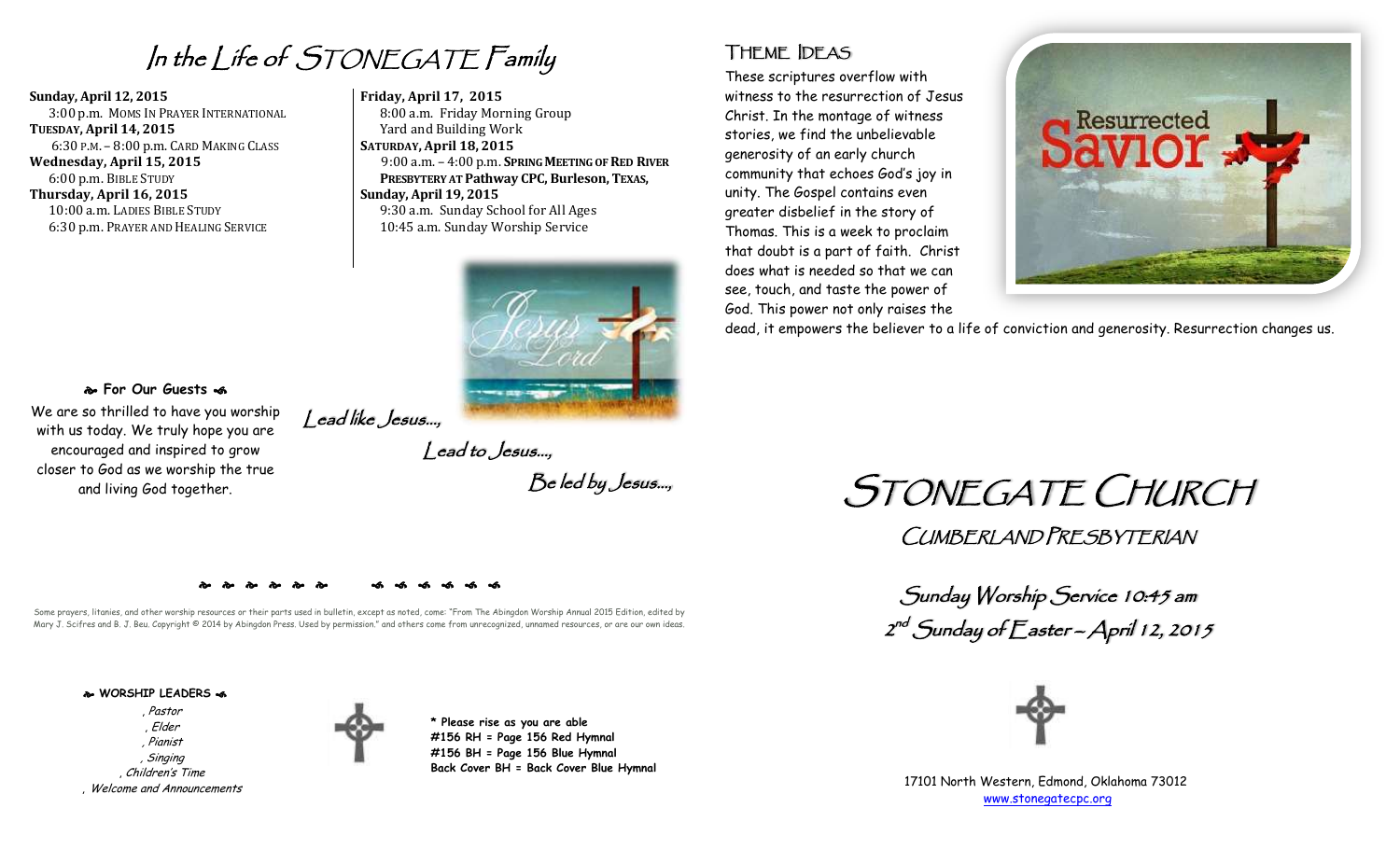# In the Life of STONEGATE Family

**Sunday, April 12, 2015**
3:00 p.m. Moms In Prayer International

**Tuesday, April 14, 2015**
6:30 p.m. – 8:00 p.m. Card Making Class

**Wednesday, April 15, 2015**
6:00 p.m. Bible Study

**Thursday, April 16, 2015**
10:00 a.m. Ladies Bible Study
6:30 p.m. Prayer and Healing Service

**Friday, April 17, 2015**
8:00 a.m. Friday Morning Group
Yard and Building Work

**Saturday, April 18, 2015**
9:00 a.m. – 4:00 p.m. **Spring Meeting of Red River Presbytery at Pathway CPC, Burleson, Texas,**

**Sunday, April 19, 2015**
9:30 a.m. Sunday School for All Ages
10:45 a.m. Sunday Worship Service

**For Our Guests**

We are so thrilled to have you worship with us today. We truly hope you are encouraged and inspired to grow closer to God as we worship the true and living God together.

*Lead like Jesus...,*

*Lead to Jesus...,*

*Be led by Jesus...,*

Some prayers, litanies, and other worship resources or their parts used in bulletin, except as noted, come: "From The Abingdon Worship Annual 2015 Edition, edited by Mary J. Scifres and B. J. Beu. Copyright © 2014 by Abingdon Press. Used by permission." and others come from unrecognized, unnamed resources, or are our own ideas.

**WORSHIP LEADERS**

*, Pastor*
*, Elder*
*, Pianist*
*, Singing*
*, Children's Time*
*, Welcome and Announcements*

**\* Please rise as you are able**
**#156 RH = Page 156 Red Hymnal**
**#156 BH = Page 156 Blue Hymnal**
**Back Cover BH = Back Cover Blue Hymnal**

## Theme Ideas

These scriptures overflow with witness to the resurrection of Jesus Christ. In the montage of witness stories, we find the unbelievable generosity of an early church community that echoes God's joy in unity. The Gospel contains even greater disbelief in the story of Thomas. This is a week to proclaim that doubt is a part of faith. Christ does what is needed so that we can see, touch, and taste the power of God. This power not only raises the dead, it empowers the believer to a life of conviction and generosity. Resurrection changes us.

# STONEGATE CHURCH

## CUMBERLAND PRESBYTERIAN

*Sunday Worship Service 10:45 am*

*2nd Sunday of Easter – April 12, 2015*

17101 North Western, Edmond, Oklahoma 73012
www.stonegatecpc.org